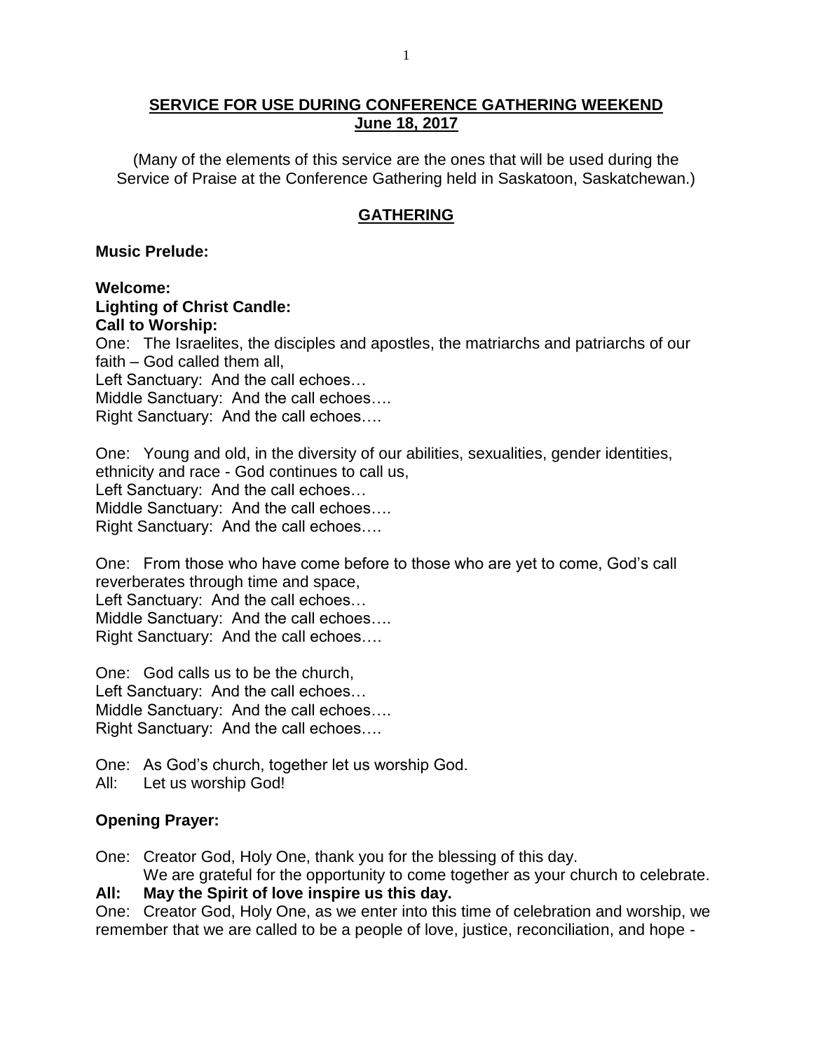# SERVICE FOR USE DURING CONFERENCE GATHERING WEEKEND
## June 18, 2017

(Many of the elements of this service are the ones that will be used during the Service of Praise at the Conference Gathering held in Saskatoon, Saskatchewan.)

## GATHERING

**Music Prelude:**

**Welcome:**
**Lighting of Christ Candle:**
**Call to Worship:**

One: The Israelites, the disciples and apostles, the matriarchs and patriarchs of our faith – God called them all,
Left Sanctuary: And the call echoes…
Middle Sanctuary: And the call echoes….
Right Sanctuary: And the call echoes….

One: Young and old, in the diversity of our abilities, sexualities, gender identities, ethnicity and race - God continues to call us,
Left Sanctuary: And the call echoes…
Middle Sanctuary: And the call echoes….
Right Sanctuary: And the call echoes….

One: From those who have come before to those who are yet to come, God's call reverberates through time and space,
Left Sanctuary: And the call echoes…
Middle Sanctuary: And the call echoes….
Right Sanctuary: And the call echoes….

One: God calls us to be the church,
Left Sanctuary: And the call echoes…
Middle Sanctuary: And the call echoes….
Right Sanctuary: And the call echoes….

One: As God's church, together let us worship God.
All: Let us worship God!

**Opening Prayer:**

One: Creator God, Holy One, thank you for the blessing of this day.
We are grateful for the opportunity to come together as your church to celebrate.
**All: May the Spirit of love inspire us this day.**
One: Creator God, Holy One, as we enter into this time of celebration and worship, we remember that we are called to be a people of love, justice, reconciliation, and hope -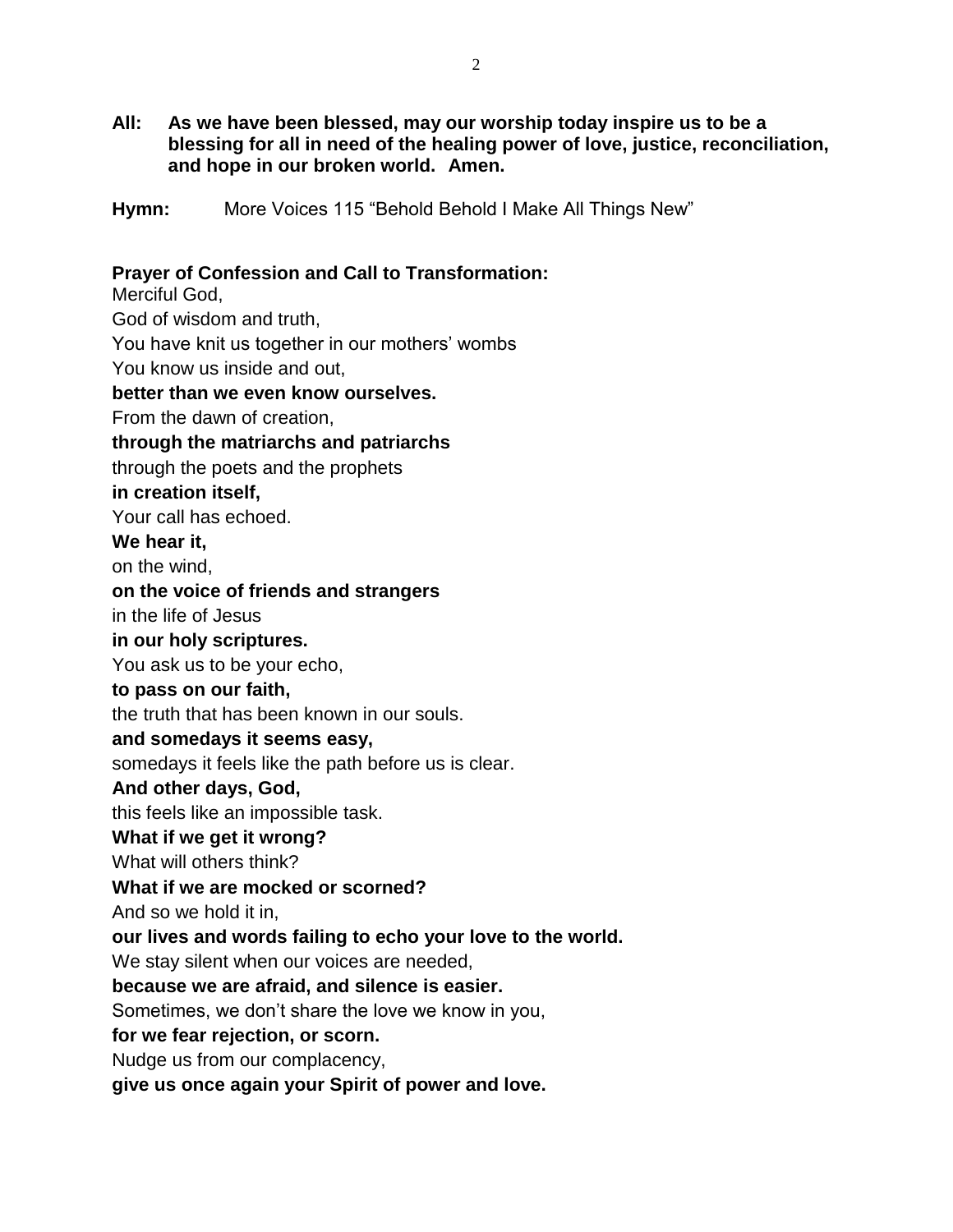**All: As we have been blessed, may our worship today inspire us to be a blessing for all in need of the healing power of love, justice, reconciliation, and hope in our broken world. Amen.**

**Hymn:** More Voices 115 "Behold Behold I Make All Things New"

**Prayer of Confession and Call to Transformation:**

Merciful God,
God of wisdom and truth,
You have knit us together in our mothers' wombs
You know us inside and out,
**better than we even know ourselves.**
From the dawn of creation,
**through the matriarchs and patriarchs**
through the poets and the prophets
**in creation itself,**
Your call has echoed.
**We hear it,**
on the wind,
**on the voice of friends and strangers**
in the life of Jesus
**in our holy scriptures.**
You ask us to be your echo,
**to pass on our faith,**
the truth that has been known in our souls.
**and somedays it seems easy,**
somedays it feels like the path before us is clear.
**And other days, God,**
this feels like an impossible task.
**What if we get it wrong?**
What will others think?
**What if we are mocked or scorned?**
And so we hold it in,
**our lives and words failing to echo your love to the world.**
We stay silent when our voices are needed,
**because we are afraid, and silence is easier.**
Sometimes, we don't share the love we know in you,
**for we fear rejection, or scorn.**
Nudge us from our complacency,
**give us once again your Spirit of power and love.**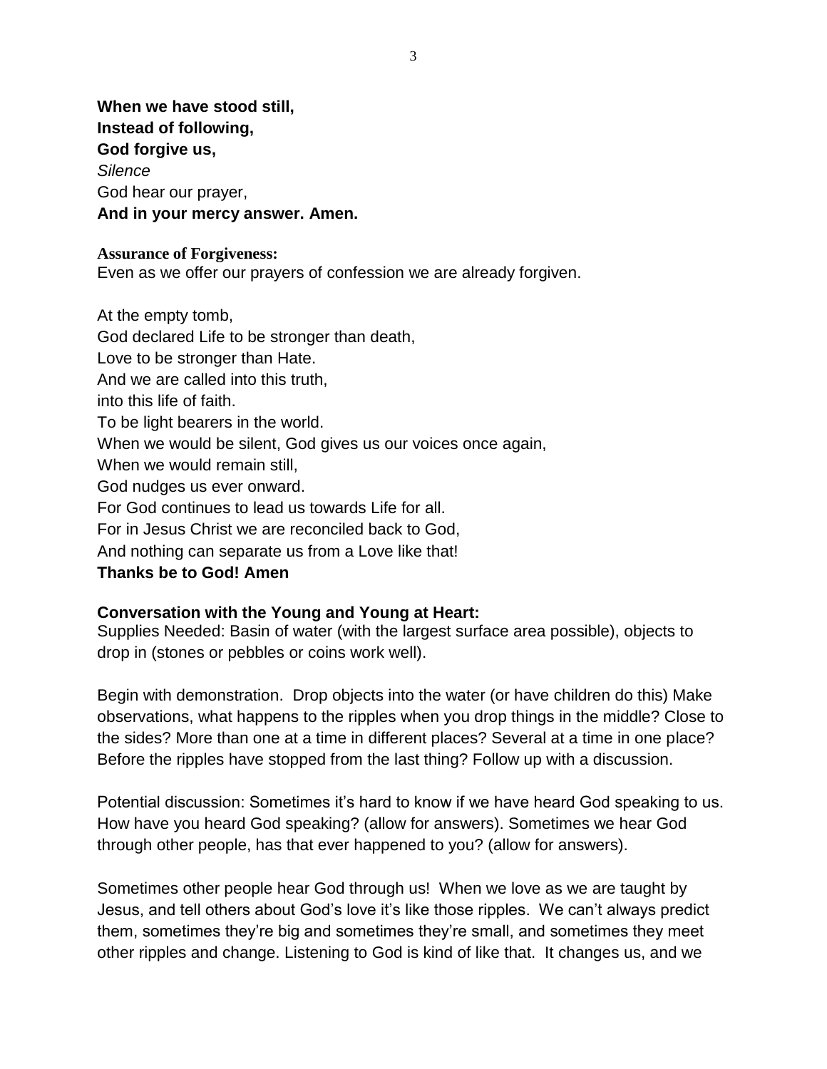**When we have stood still,**
**Instead of following,**
**God forgive us,**
*Silence*
God hear our prayer,
**And in your mercy answer. Amen.**

**Assurance of Forgiveness:**
Even as we offer our prayers of confession we are already forgiven.

At the empty tomb,
God declared Life to be stronger than death,
Love to be stronger than Hate.
And we are called into this truth,
into this life of faith.
To be light bearers in the world.
When we would be silent, God gives us our voices once again,
When we would remain still,
God nudges us ever onward.
For God continues to lead us towards Life for all.
For in Jesus Christ we are reconciled back to God,
And nothing can separate us from a Love like that!
**Thanks be to God! Amen**

**Conversation with the Young and Young at Heart:**
Supplies Needed: Basin of water (with the largest surface area possible), objects to drop in (stones or pebbles or coins work well).

Begin with demonstration. Drop objects into the water (or have children do this) Make observations, what happens to the ripples when you drop things in the middle? Close to the sides? More than one at a time in different places? Several at a time in one place? Before the ripples have stopped from the last thing? Follow up with a discussion.

Potential discussion: Sometimes it's hard to know if we have heard God speaking to us. How have you heard God speaking? (allow for answers). Sometimes we hear God through other people, has that ever happened to you? (allow for answers).

Sometimes other people hear God through us! When we love as we are taught by Jesus, and tell others about God's love it's like those ripples. We can't always predict them, sometimes they're big and sometimes they're small, and sometimes they meet other ripples and change. Listening to God is kind of like that. It changes us, and we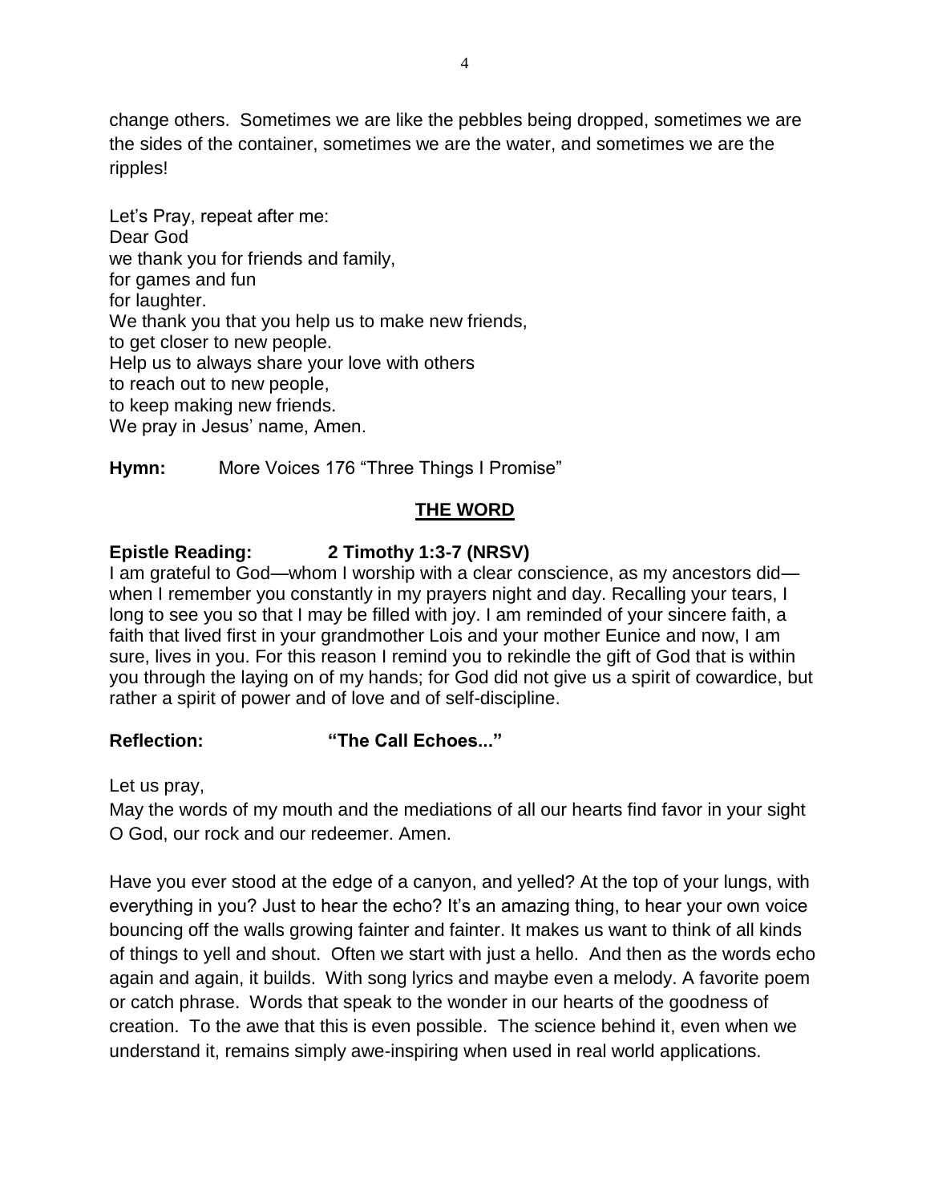change others. Sometimes we are like the pebbles being dropped, sometimes we are the sides of the container, sometimes we are the water, and sometimes we are the ripples!

Let's Pray, repeat after me:
Dear God
we thank you for friends and family,
for games and fun
for laughter.
We thank you that you help us to make new friends,
to get closer to new people.
Help us to always share your love with others
to reach out to new people,
to keep making new friends.
We pray in Jesus' name, Amen.

**Hymn:** More Voices 176 "Three Things I Promise"

## THE WORD

**Epistle Reading: 2 Timothy 1:3-7 (NRSV)**

I am grateful to God—whom I worship with a clear conscience, as my ancestors did—when I remember you constantly in my prayers night and day. Recalling your tears, I long to see you so that I may be filled with joy. I am reminded of your sincere faith, a faith that lived first in your grandmother Lois and your mother Eunice and now, I am sure, lives in you. For this reason I remind you to rekindle the gift of God that is within you through the laying on of my hands; for God did not give us a spirit of cowardice, but rather a spirit of power and of love and of self-discipline.

**Reflection: "The Call Echoes..."**

Let us pray,
May the words of my mouth and the mediations of all our hearts find favor in your sight O God, our rock and our redeemer. Amen.

Have you ever stood at the edge of a canyon, and yelled? At the top of your lungs, with everything in you? Just to hear the echo? It's an amazing thing, to hear your own voice bouncing off the walls growing fainter and fainter. It makes us want to think of all kinds of things to yell and shout. Often we start with just a hello. And then as the words echo again and again, it builds. With song lyrics and maybe even a melody. A favorite poem or catch phrase. Words that speak to the wonder in our hearts of the goodness of creation. To the awe that this is even possible. The science behind it, even when we understand it, remains simply awe-inspiring when used in real world applications.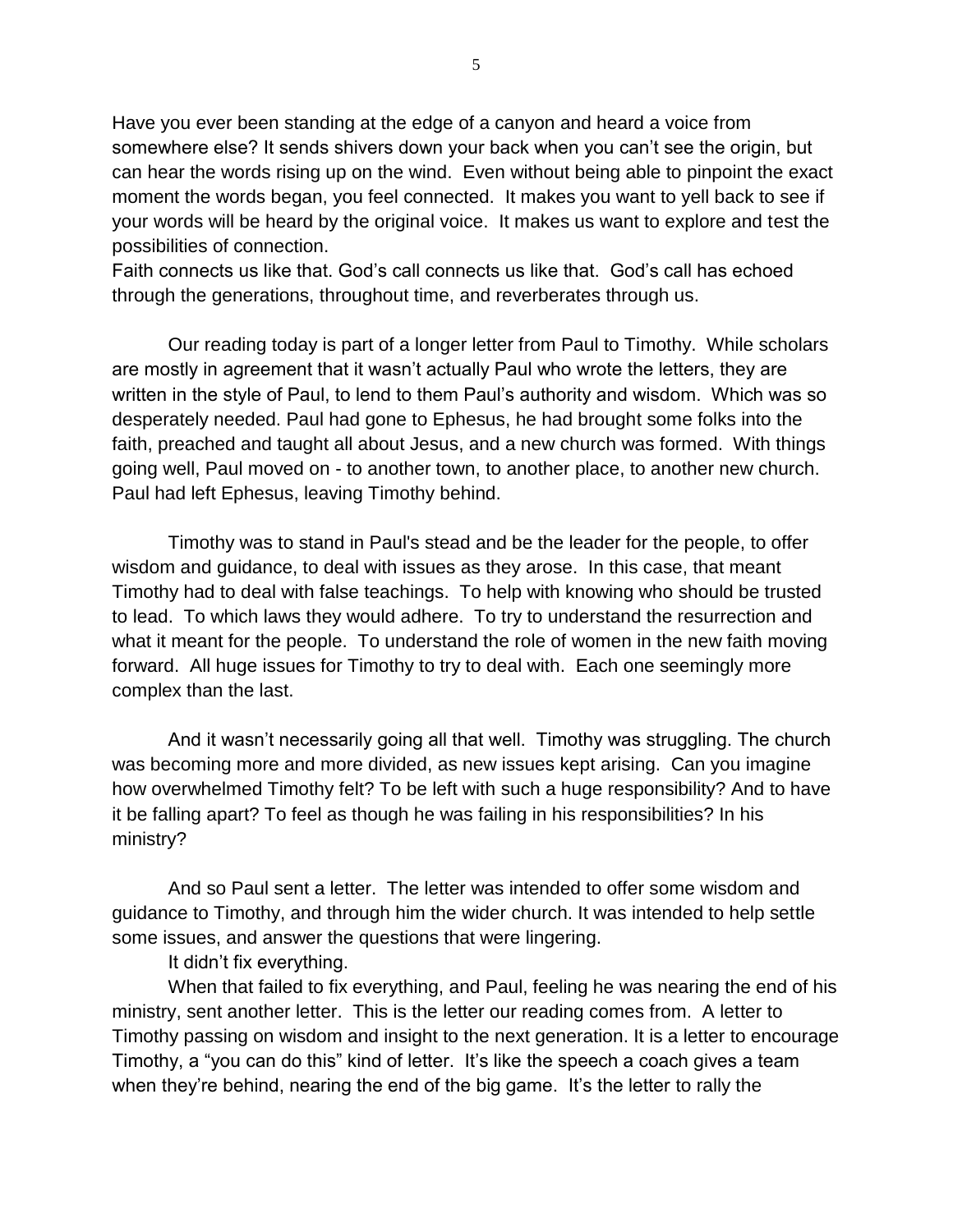Have you ever been standing at the edge of a canyon and heard a voice from somewhere else? It sends shivers down your back when you can't see the origin, but can hear the words rising up on the wind. Even without being able to pinpoint the exact moment the words began, you feel connected. It makes you want to yell back to see if your words will be heard by the original voice. It makes us want to explore and test the possibilities of connection.

Faith connects us like that. God's call connects us like that. God's call has echoed through the generations, throughout time, and reverberates through us.

Our reading today is part of a longer letter from Paul to Timothy. While scholars are mostly in agreement that it wasn't actually Paul who wrote the letters, they are written in the style of Paul, to lend to them Paul's authority and wisdom. Which was so desperately needed. Paul had gone to Ephesus, he had brought some folks into the faith, preached and taught all about Jesus, and a new church was formed. With things going well, Paul moved on - to another town, to another place, to another new church. Paul had left Ephesus, leaving Timothy behind.

Timothy was to stand in Paul's stead and be the leader for the people, to offer wisdom and guidance, to deal with issues as they arose. In this case, that meant Timothy had to deal with false teachings. To help with knowing who should be trusted to lead. To which laws they would adhere. To try to understand the resurrection and what it meant for the people. To understand the role of women in the new faith moving forward. All huge issues for Timothy to try to deal with. Each one seemingly more complex than the last.

And it wasn't necessarily going all that well. Timothy was struggling. The church was becoming more and more divided, as new issues kept arising. Can you imagine how overwhelmed Timothy felt? To be left with such a huge responsibility? And to have it be falling apart? To feel as though he was failing in his responsibilities? In his ministry?

And so Paul sent a letter. The letter was intended to offer some wisdom and guidance to Timothy, and through him the wider church. It was intended to help settle some issues, and answer the questions that were lingering.

It didn't fix everything.

When that failed to fix everything, and Paul, feeling he was nearing the end of his ministry, sent another letter. This is the letter our reading comes from. A letter to Timothy passing on wisdom and insight to the next generation. It is a letter to encourage Timothy, a "you can do this" kind of letter. It's like the speech a coach gives a team when they're behind, nearing the end of the big game. It's the letter to rally the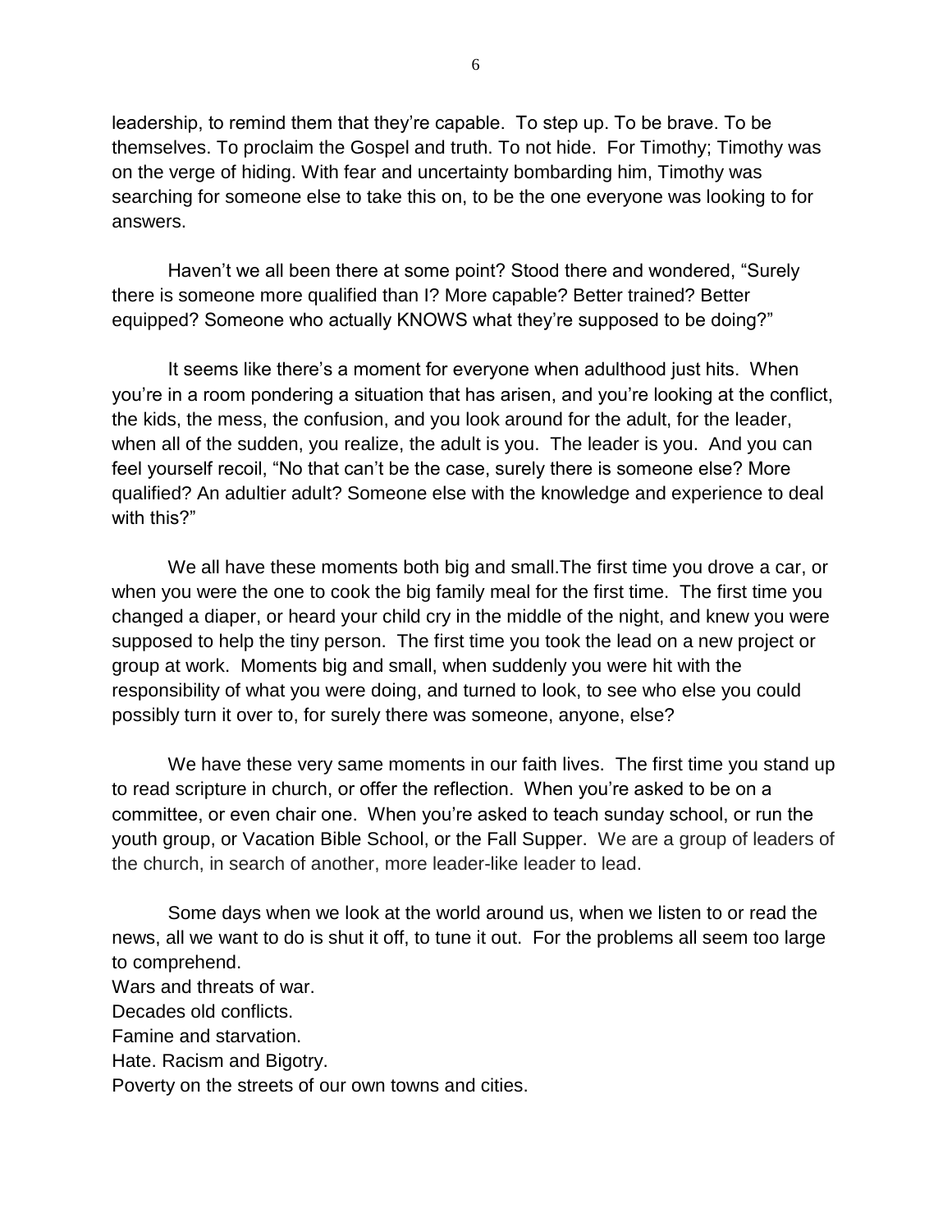leadership, to remind them that they're capable. To step up. To be brave. To be themselves. To proclaim the Gospel and truth. To not hide. For Timothy; Timothy was on the verge of hiding. With fear and uncertainty bombarding him, Timothy was searching for someone else to take this on, to be the one everyone was looking to for answers.

Haven't we all been there at some point? Stood there and wondered, "Surely there is someone more qualified than I? More capable? Better trained? Better equipped? Someone who actually KNOWS what they're supposed to be doing?"

It seems like there's a moment for everyone when adulthood just hits. When you're in a room pondering a situation that has arisen, and you're looking at the conflict, the kids, the mess, the confusion, and you look around for the adult, for the leader, when all of the sudden, you realize, the adult is you. The leader is you. And you can feel yourself recoil, "No that can't be the case, surely there is someone else? More qualified? An adultier adult? Someone else with the knowledge and experience to deal with this?"

We all have these moments both big and small.The first time you drove a car, or when you were the one to cook the big family meal for the first time. The first time you changed a diaper, or heard your child cry in the middle of the night, and knew you were supposed to help the tiny person. The first time you took the lead on a new project or group at work. Moments big and small, when suddenly you were hit with the responsibility of what you were doing, and turned to look, to see who else you could possibly turn it over to, for surely there was someone, anyone, else?

We have these very same moments in our faith lives. The first time you stand up to read scripture in church, or offer the reflection. When you're asked to be on a committee, or even chair one. When you're asked to teach sunday school, or run the youth group, or Vacation Bible School, or the Fall Supper. We are a group of leaders of the church, in search of another, more leader-like leader to lead.

Some days when we look at the world around us, when we listen to or read the news, all we want to do is shut it off, to tune it out. For the problems all seem too large to comprehend.
Wars and threats of war.
Decades old conflicts.
Famine and starvation.
Hate. Racism and Bigotry.
Poverty on the streets of our own towns and cities.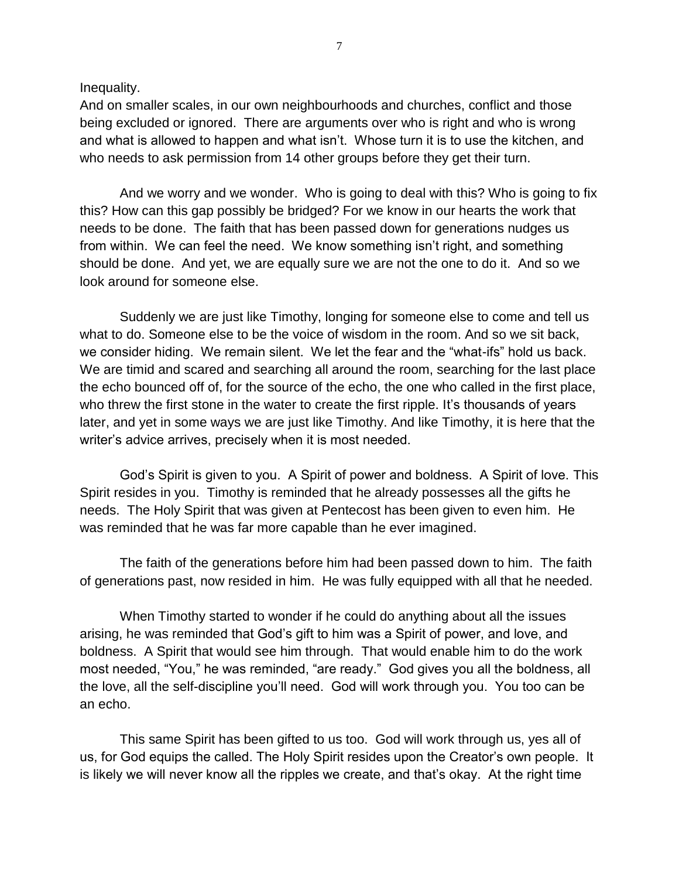Inequality.

And on smaller scales, in our own neighbourhoods and churches, conflict and those being excluded or ignored. There are arguments over who is right and who is wrong and what is allowed to happen and what isn't. Whose turn it is to use the kitchen, and who needs to ask permission from 14 other groups before they get their turn.

And we worry and we wonder. Who is going to deal with this? Who is going to fix this? How can this gap possibly be bridged? For we know in our hearts the work that needs to be done. The faith that has been passed down for generations nudges us from within. We can feel the need. We know something isn't right, and something should be done. And yet, we are equally sure we are not the one to do it. And so we look around for someone else.

Suddenly we are just like Timothy, longing for someone else to come and tell us what to do. Someone else to be the voice of wisdom in the room. And so we sit back, we consider hiding. We remain silent. We let the fear and the "what-ifs" hold us back. We are timid and scared and searching all around the room, searching for the last place the echo bounced off of, for the source of the echo, the one who called in the first place, who threw the first stone in the water to create the first ripple. It's thousands of years later, and yet in some ways we are just like Timothy. And like Timothy, it is here that the writer's advice arrives, precisely when it is most needed.

God's Spirit is given to you. A Spirit of power and boldness. A Spirit of love. This Spirit resides in you. Timothy is reminded that he already possesses all the gifts he needs. The Holy Spirit that was given at Pentecost has been given to even him. He was reminded that he was far more capable than he ever imagined.

The faith of the generations before him had been passed down to him. The faith of generations past, now resided in him. He was fully equipped with all that he needed.

When Timothy started to wonder if he could do anything about all the issues arising, he was reminded that God's gift to him was a Spirit of power, and love, and boldness. A Spirit that would see him through. That would enable him to do the work most needed, "You," he was reminded, "are ready." God gives you all the boldness, all the love, all the self-discipline you'll need. God will work through you. You too can be an echo.

This same Spirit has been gifted to us too. God will work through us, yes all of us, for God equips the called. The Holy Spirit resides upon the Creator's own people. It is likely we will never know all the ripples we create, and that's okay. At the right time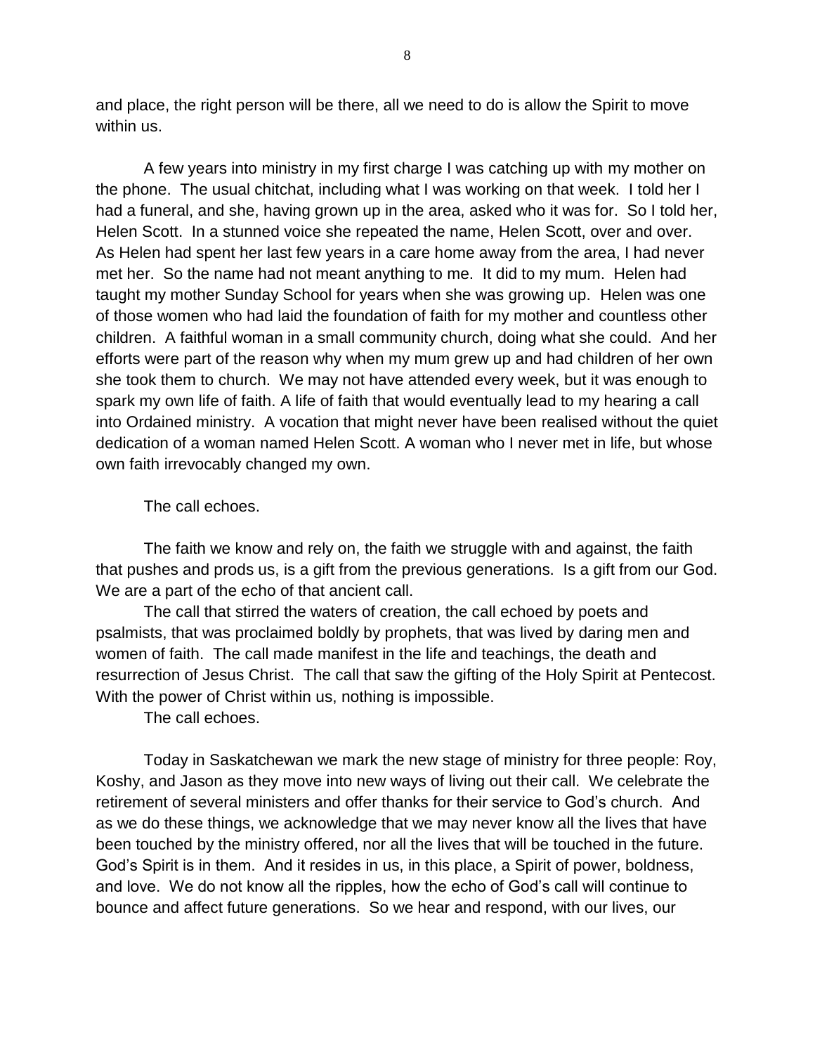and place, the right person will be there, all we need to do is allow the Spirit to move within us.

A few years into ministry in my first charge I was catching up with my mother on the phone. The usual chitchat, including what I was working on that week. I told her I had a funeral, and she, having grown up in the area, asked who it was for. So I told her, Helen Scott. In a stunned voice she repeated the name, Helen Scott, over and over. As Helen had spent her last few years in a care home away from the area, I had never met her. So the name had not meant anything to me. It did to my mum. Helen had taught my mother Sunday School for years when she was growing up. Helen was one of those women who had laid the foundation of faith for my mother and countless other children. A faithful woman in a small community church, doing what she could. And her efforts were part of the reason why when my mum grew up and had children of her own she took them to church. We may not have attended every week, but it was enough to spark my own life of faith. A life of faith that would eventually lead to my hearing a call into Ordained ministry. A vocation that might never have been realised without the quiet dedication of a woman named Helen Scott. A woman who I never met in life, but whose own faith irrevocably changed my own.

The call echoes.

The faith we know and rely on, the faith we struggle with and against, the faith that pushes and prods us, is a gift from the previous generations. Is a gift from our God. We are a part of the echo of that ancient call.

The call that stirred the waters of creation, the call echoed by poets and psalmists, that was proclaimed boldly by prophets, that was lived by daring men and women of faith. The call made manifest in the life and teachings, the death and resurrection of Jesus Christ. The call that saw the gifting of the Holy Spirit at Pentecost. With the power of Christ within us, nothing is impossible.

The call echoes.

Today in Saskatchewan we mark the new stage of ministry for three people: Roy, Koshy, and Jason as they move into new ways of living out their call. We celebrate the retirement of several ministers and offer thanks for their service to God's church. And as we do these things, we acknowledge that we may never know all the lives that have been touched by the ministry offered, nor all the lives that will be touched in the future. God's Spirit is in them. And it resides in us, in this place, a Spirit of power, boldness, and love. We do not know all the ripples, how the echo of God's call will continue to bounce and affect future generations. So we hear and respond, with our lives, our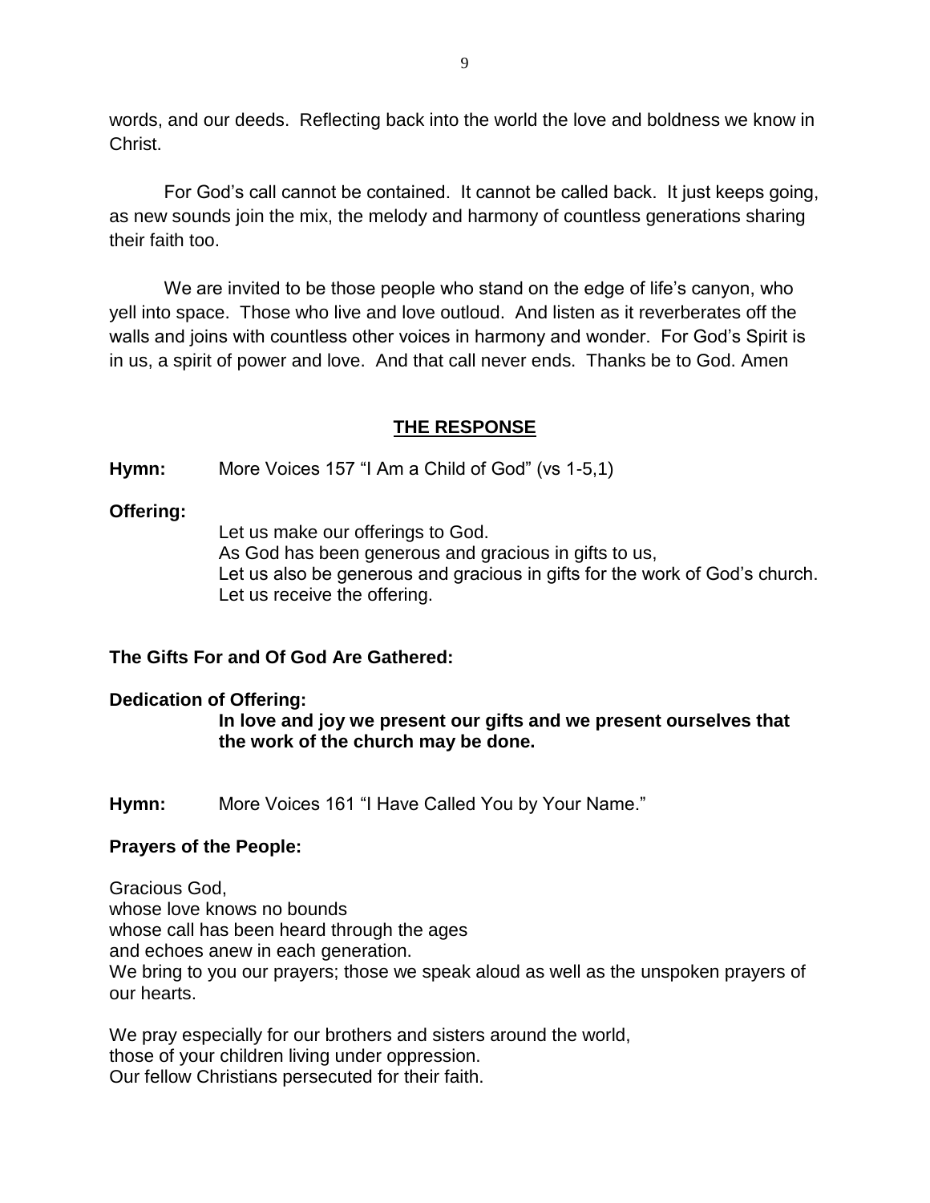words, and our deeds. Reflecting back into the world the love and boldness we know in Christ.

For God's call cannot be contained. It cannot be called back. It just keeps going, as new sounds join the mix, the melody and harmony of countless generations sharing their faith too.

We are invited to be those people who stand on the edge of life's canyon, who yell into space. Those who live and love outloud. And listen as it reverberates off the walls and joins with countless other voices in harmony and wonder. For God's Spirit is in us, a spirit of power and love. And that call never ends. Thanks be to God. Amen

## THE RESPONSE

**Hymn:** More Voices 157 "I Am a Child of God" (vs 1-5,1)

**Offering:**

Let us make our offerings to God.
As God has been generous and gracious in gifts to us,
Let us also be generous and gracious in gifts for the work of God's church.
Let us receive the offering.

**The Gifts For and Of God Are Gathered:**

**Dedication of Offering:**

**In love and joy we present our gifts and we present ourselves that the work of the church may be done.**

**Hymn:** More Voices 161 "I Have Called You by Your Name."

**Prayers of the People:**

Gracious God,
whose love knows no bounds
whose call has been heard through the ages
and echoes anew in each generation.
We bring to you our prayers; those we speak aloud as well as the unspoken prayers of our hearts.

We pray especially for our brothers and sisters around the world,
those of your children living under oppression.
Our fellow Christians persecuted for their faith.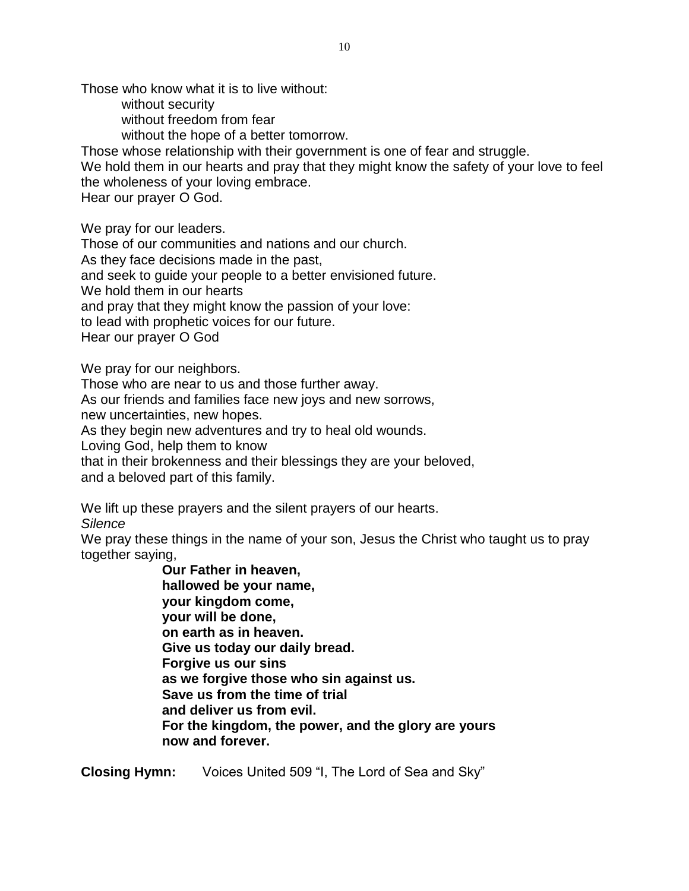Those who know what it is to live without:

without security
without freedom from fear
without the hope of a better tomorrow.

Those whose relationship with their government is one of fear and struggle.
We hold them in our hearts and pray that they might know the safety of your love to feel the wholeness of your loving embrace.
Hear our prayer O God.

We pray for our leaders.
Those of our communities and nations and our church.
As they face decisions made in the past,
and seek to guide your people to a better envisioned future.
We hold them in our hearts
and pray that they might know the passion of your love:
to lead with prophetic voices for our future.
Hear our prayer O God

We pray for our neighbors.
Those who are near to us and those further away.
As our friends and families face new joys and new sorrows,
new uncertainties, new hopes.
As they begin new adventures and try to heal old wounds.
Loving God, help them to know
that in their brokenness and their blessings they are your beloved,
and a beloved part of this family.

We lift up these prayers and the silent prayers of our hearts.
*Silence*
We pray these things in the name of your son, Jesus the Christ who taught us to pray together saying,

**Our Father in heaven,**
**hallowed be your name,**
**your kingdom come,**
**your will be done,**
**on earth as in heaven.**
**Give us today our daily bread.**
**Forgive us our sins**
**as we forgive those who sin against us.**
**Save us from the time of trial**
**and deliver us from evil.**
**For the kingdom, the power, and the glory are yours**
**now and forever.**

**Closing Hymn:** Voices United 509 "I, The Lord of Sea and Sky"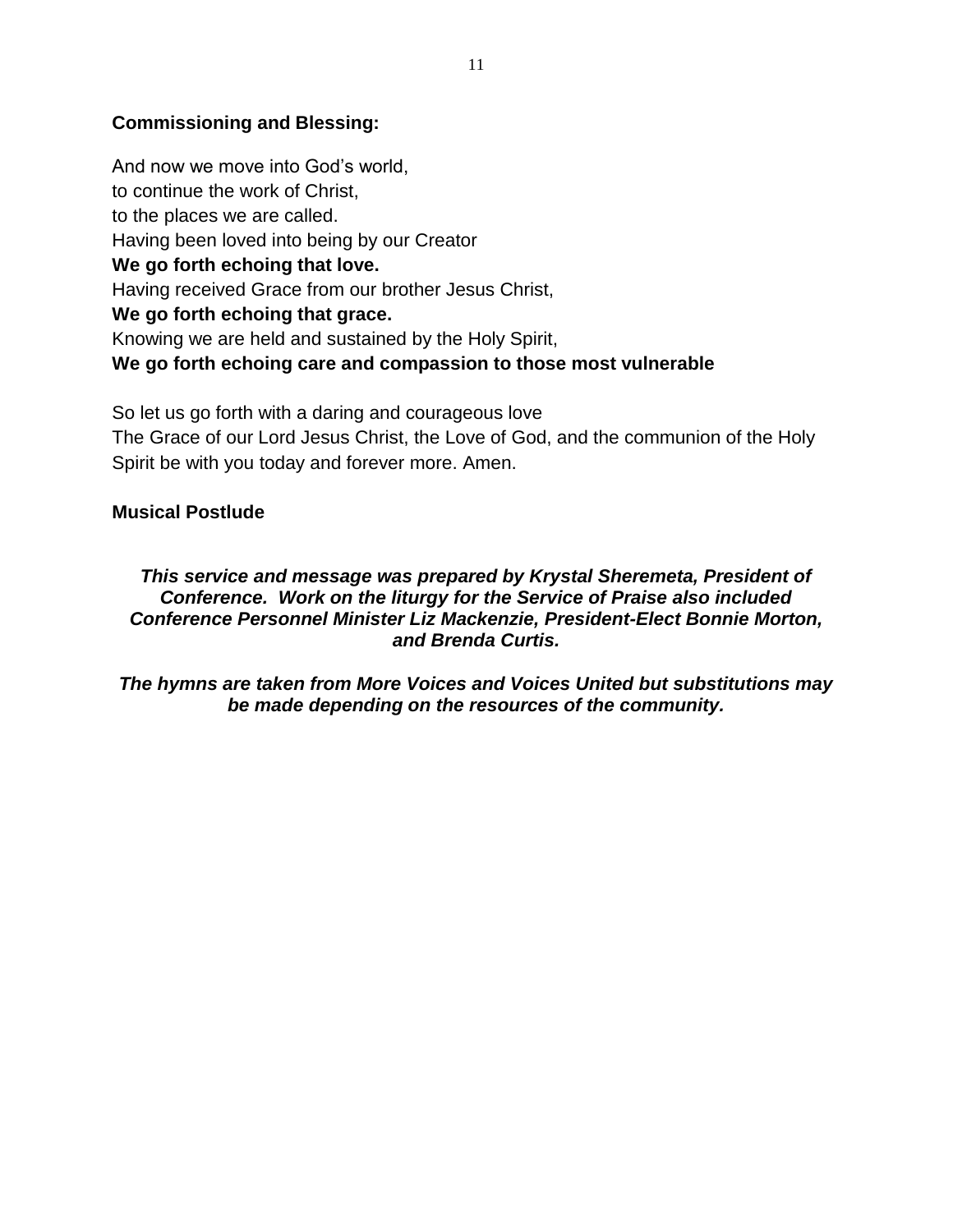**Commissioning and Blessing:**

And now we move into God's world,  
to continue the work of Christ,  
to the places we are called.  
Having been loved into being by our Creator  
**We go forth echoing that love.**  
Having received Grace from our brother Jesus Christ,  
**We go forth echoing that grace.**  
Knowing we are held and sustained by the Holy Spirit,  
**We go forth echoing care and compassion to those most vulnerable**

So let us go forth with a daring and courageous love  
The Grace of our Lord Jesus Christ, the Love of God, and the communion of the Holy Spirit be with you today and forever more. Amen.

**Musical Postlude**

***This service and message was prepared by Krystal Sheremeta, President of Conference. Work on the liturgy for the Service of Praise also included Conference Personnel Minister Liz Mackenzie, President-Elect Bonnie Morton, and Brenda Curtis.***

***The hymns are taken from More Voices and Voices United but substitutions may be made depending on the resources of the community.***